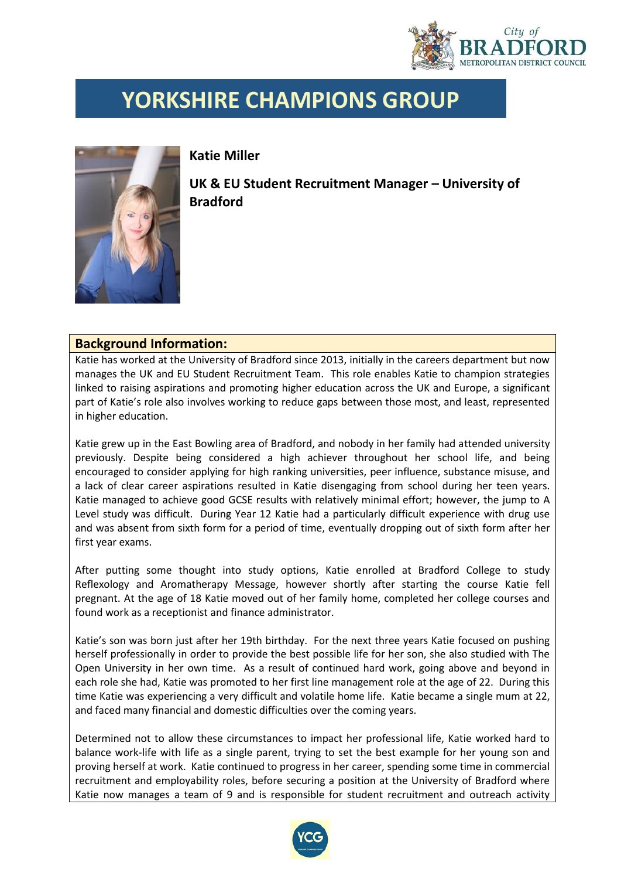# YORKSHIRE CHAMPIONS GROUP

**Katie Miller**

**UK & EU Student Recruitment Manager – University of Bradford**

## Background Information:

Katie has worked at the University of Bradford since 2013, initially in the careers department but now manages the UK and EU Student Recruitment Team. This role enables Katie to champion strategies linked to raising aspirations and promoting higher education across the UK and Europe, a significant part of Katie's role also involves working to reduce gaps between those most, and least, represented in higher education.

Katie grew up in the East Bowling area of Bradford, and nobody in her family had attended university previously. Despite being considered a high achiever throughout her school life, and being encouraged to consider applying for high ranking universities, peer influence, substance misuse, and a lack of clear career aspirations resulted in Katie disengaging from school during her teen years. Katie managed to achieve good GCSE results with relatively minimal effort; however, the jump to A Level study was difficult. During Year 12 Katie had a particularly difficult experience with drug use and was absent from sixth form for a period of time, eventually dropping out of sixth form after her first year exams.

After putting some thought into study options, Katie enrolled at Bradford College to study Reflexology and Aromatherapy Message, however shortly after starting the course Katie fell pregnant. At the age of 18 Katie moved out of her family home, completed her college courses and found work as a receptionist and finance administrator.

Katie's son was born just after her 19th birthday. For the next three years Katie focused on pushing herself professionally in order to provide the best possible life for her son, she also studied with The Open University in her own time. As a result of continued hard work, going above and beyond in each role she had, Katie was promoted to her first line management role at the age of 22. During this time Katie was experiencing a very difficult and volatile home life. Katie became a single mum at 22, and faced many financial and domestic difficulties over the coming years.

Determined not to allow these circumstances to impact her professional life, Katie worked hard to balance work-life with life as a single parent, trying to set the best example for her young son and proving herself at work. Katie continued to progress in her career, spending some time in commercial recruitment and employability roles, before securing a position at the University of Bradford where Katie now manages a team of 9 and is responsible for student recruitment and outreach activity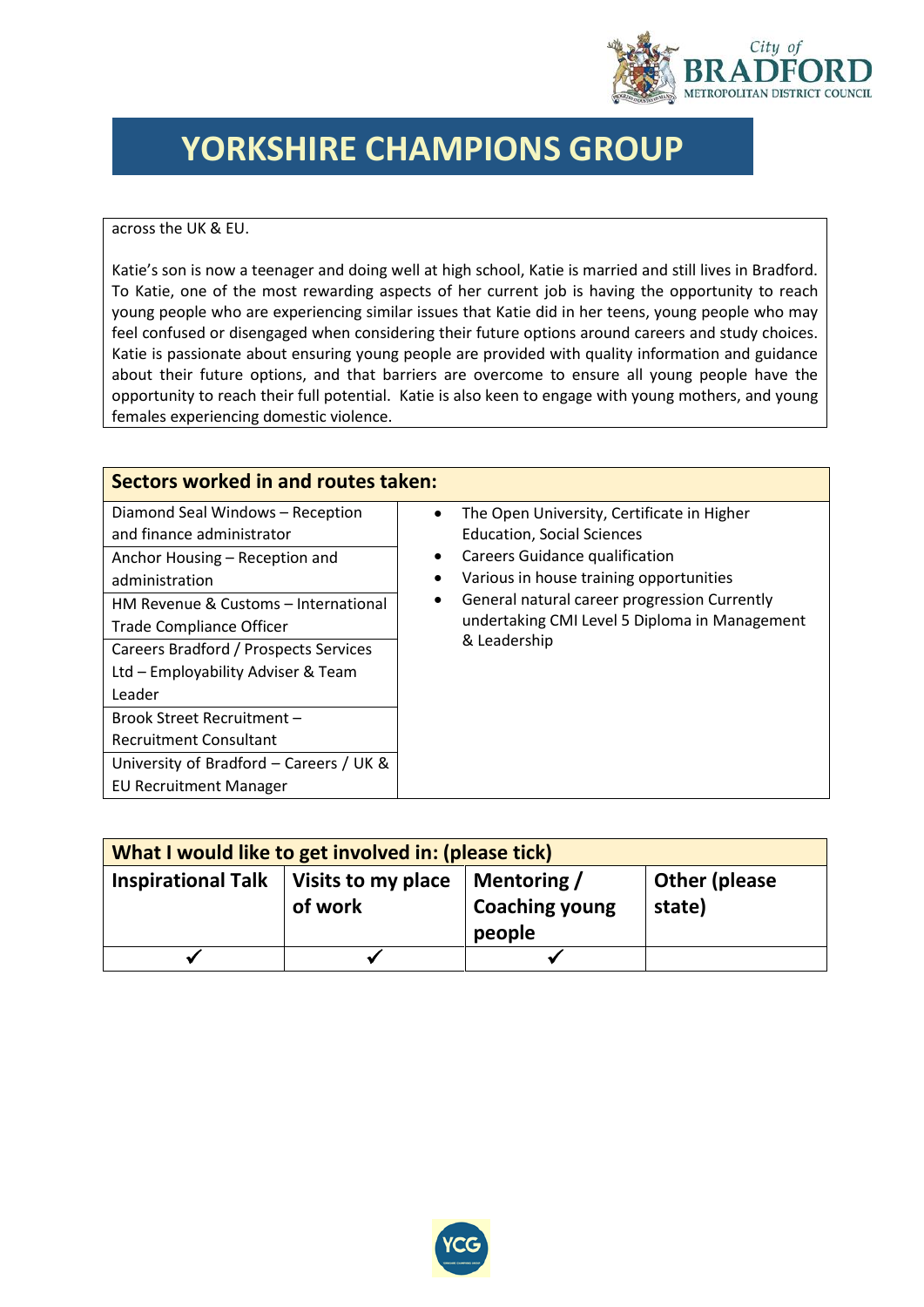# YORKSHIRE CHAMPIONS GROUP

across the UK & EU.

Katie's son is now a teenager and doing well at high school, Katie is married and still lives in Bradford. To Katie, one of the most rewarding aspects of her current job is having the opportunity to reach young people who are experiencing similar issues that Katie did in her teens, young people who may feel confused or disengaged when considering their future options around careers and study choices. Katie is passionate about ensuring young people are provided with quality information and guidance about their future options, and that barriers are overcome to ensure all young people have the opportunity to reach their full potential. Katie is also keen to engage with young mothers, and young females experiencing domestic violence.

| **Sectors worked in and routes taken:** | |
|---|---|
| Diamond Seal Windows – Reception and finance administrator | • The Open University, Certificate in Higher Education, Social Sciences<br>• Careers Guidance qualification<br>• Various in house training opportunities<br>• General natural career progression Currently undertaking CMI Level 5 Diploma in Management & Leadership |
| Anchor Housing – Reception and administration | |
| HM Revenue & Customs – International Trade Compliance Officer | |
| Careers Bradford / Prospects Services Ltd – Employability Adviser & Team Leader | |
| Brook Street Recruitment – Recruitment Consultant | |
| University of Bradford – Careers / UK & EU Recruitment Manager | |

**What I would like to get involved in: (please tick)**

| **Inspirational Talk** | **Visits to my place of work** | **Mentoring / Coaching young people** | **Other (please state)** |
|---|---|---|---|
| ✔ | ✔ | ✔ | |